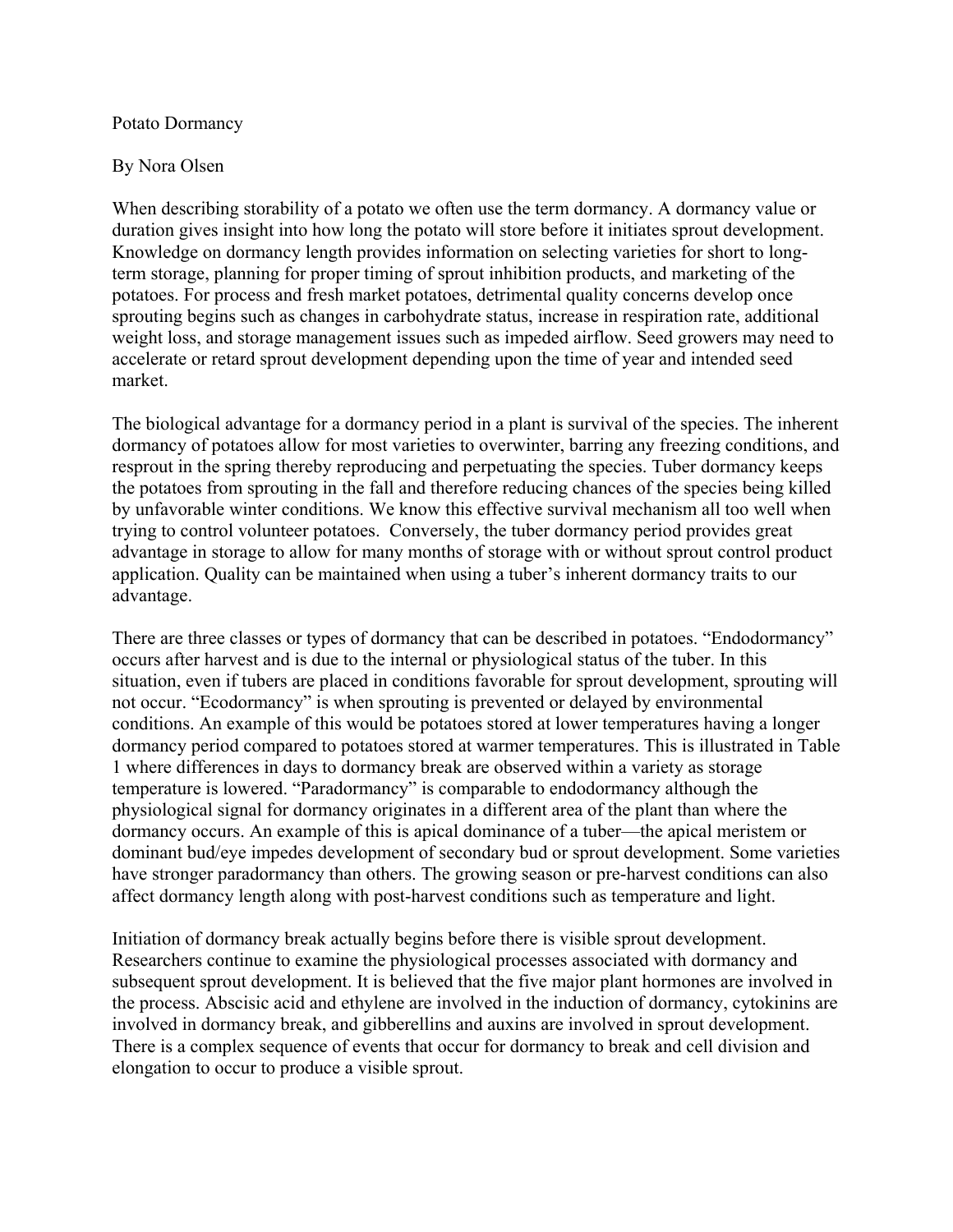# Potato Dormancy

By Nora Olsen

When describing storability of a potato we often use the term dormancy. A dormancy value or duration gives insight into how long the potato will store before it initiates sprout development. Knowledge on dormancy length provides information on selecting varieties for short to long-term storage, planning for proper timing of sprout inhibition products, and marketing of the potatoes. For process and fresh market potatoes, detrimental quality concerns develop once sprouting begins such as changes in carbohydrate status, increase in respiration rate, additional weight loss, and storage management issues such as impeded airflow. Seed growers may need to accelerate or retard sprout development depending upon the time of year and intended seed market.

The biological advantage for a dormancy period in a plant is survival of the species. The inherent dormancy of potatoes allow for most varieties to overwinter, barring any freezing conditions, and resprout in the spring thereby reproducing and perpetuating the species. Tuber dormancy keeps the potatoes from sprouting in the fall and therefore reducing chances of the species being killed by unfavorable winter conditions. We know this effective survival mechanism all too well when trying to control volunteer potatoes. Conversely, the tuber dormancy period provides great advantage in storage to allow for many months of storage with or without sprout control product application. Quality can be maintained when using a tuber's inherent dormancy traits to our advantage.

There are three classes or types of dormancy that can be described in potatoes. "Endodormancy" occurs after harvest and is due to the internal or physiological status of the tuber. In this situation, even if tubers are placed in conditions favorable for sprout development, sprouting will not occur. "Ecodormancy" is when sprouting is prevented or delayed by environmental conditions. An example of this would be potatoes stored at lower temperatures having a longer dormancy period compared to potatoes stored at warmer temperatures. This is illustrated in Table 1 where differences in days to dormancy break are observed within a variety as storage temperature is lowered. "Paradormancy" is comparable to endodormancy although the physiological signal for dormancy originates in a different area of the plant than where the dormancy occurs. An example of this is apical dominance of a tuber—the apical meristem or dominant bud/eye impedes development of secondary bud or sprout development. Some varieties have stronger paradormancy than others. The growing season or pre-harvest conditions can also affect dormancy length along with post-harvest conditions such as temperature and light.

Initiation of dormancy break actually begins before there is visible sprout development. Researchers continue to examine the physiological processes associated with dormancy and subsequent sprout development. It is believed that the five major plant hormones are involved in the process. Abscisic acid and ethylene are involved in the induction of dormancy, cytokinins are involved in dormancy break, and gibberellins and auxins are involved in sprout development. There is a complex sequence of events that occur for dormancy to break and cell division and elongation to occur to produce a visible sprout.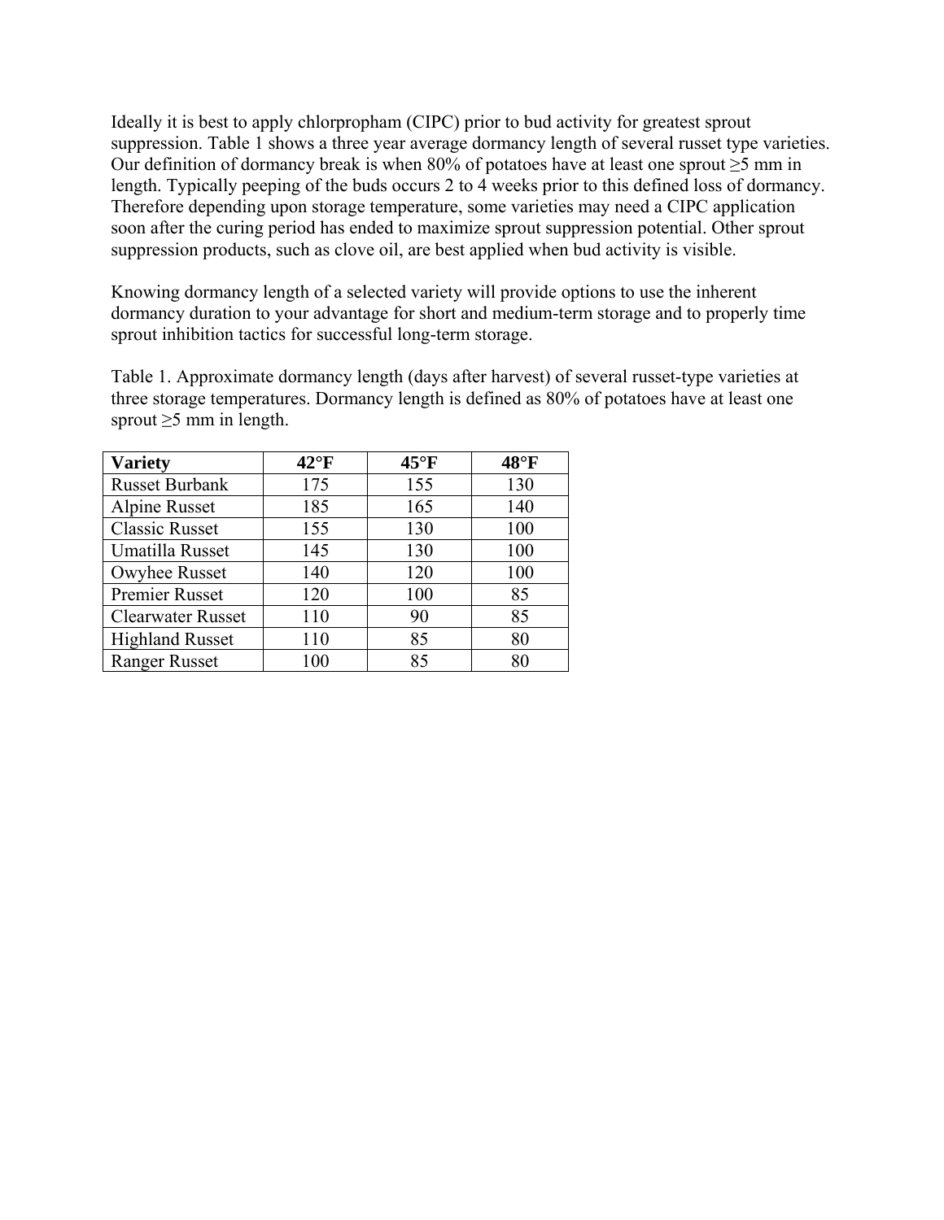Ideally it is best to apply chlorpropham (CIPC) prior to bud activity for greatest sprout suppression. Table 1 shows a three year average dormancy length of several russet type varieties. Our definition of dormancy break is when 80% of potatoes have at least one sprout ≥5 mm in length. Typically peeping of the buds occurs 2 to 4 weeks prior to this defined loss of dormancy. Therefore depending upon storage temperature, some varieties may need a CIPC application soon after the curing period has ended to maximize sprout suppression potential. Other sprout suppression products, such as clove oil, are best applied when bud activity is visible.

Knowing dormancy length of a selected variety will provide options to use the inherent dormancy duration to your advantage for short and medium-term storage and to properly time sprout inhibition tactics for successful long-term storage.

Table 1. Approximate dormancy length (days after harvest) of several russet-type varieties at three storage temperatures. Dormancy length is defined as 80% of potatoes have at least one sprout ≥5 mm in length.

| **Variety** | **42°F** | **45°F** | **48°F** |
|---|---|---|---|
| Russet Burbank | 175 | 155 | 130 |
| Alpine Russet | 185 | 165 | 140 |
| Classic Russet | 155 | 130 | 100 |
| Umatilla Russet | 145 | 130 | 100 |
| Owyhee Russet | 140 | 120 | 100 |
| Premier Russet | 120 | 100 | 85 |
| Clearwater Russet | 110 | 90 | 85 |
| Highland Russet | 110 | 85 | 80 |
| Ranger Russet | 100 | 85 | 80 |